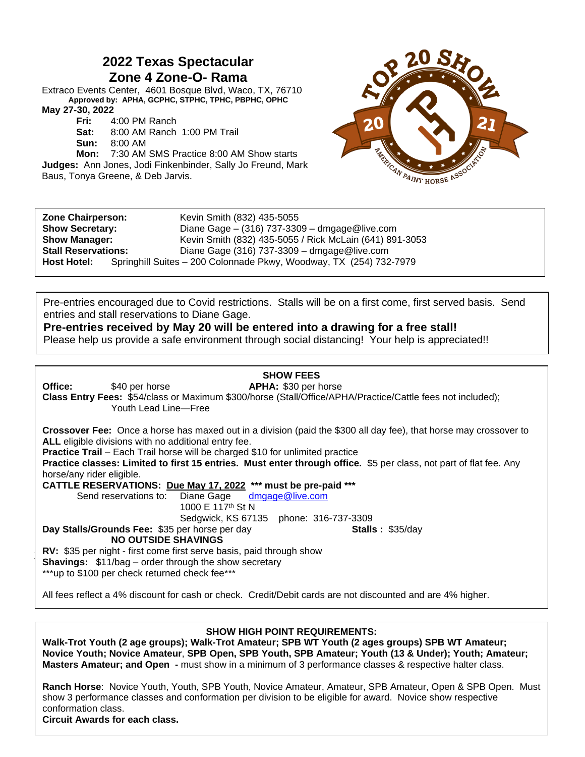# 2022 Texas Spectacular
# Zone 4 Zone-O- Rama

Extraco Events Center, 4601 Bosque Blvd, Waco, TX, 76710

**Approved by: APHA, GCPHC, STPHC, TPHC, PBPHC, OPHC**

**May 27-30, 2022**

- **Fri:** 4:00 PM Ranch
- **Sat:** 8:00 AM Ranch 1:00 PM Trail
- **Sun:** 8:00 AM
- **Mon:** 7:30 AM SMS Practice 8:00 AM Show starts

**Judges:** Ann Jones, Jodi Finkenbinder, Sally Jo Freund, Mark Baus, Tonya Greene, & Deb Jarvis.

**Zone Chairperson:** Kevin Smith (832) 435-5055
**Show Secretary:** Diane Gage – (316) 737-3309 – dmgage@live.com
**Show Manager:** Kevin Smith (832) 435-5055 / Rick McLain (641) 891-3053
**Stall Reservations:** Diane Gage (316) 737-3309 – dmgage@live.com
**Host Hotel:** Springhill Suites – 200 Colonnade Pkwy, Woodway, TX (254) 732-7979

Pre-entries encouraged due to Covid restrictions. Stalls will be on a first come, first served basis. Send entries and stall reservations to Diane Gage.

**Pre-entries received by May 20 will be entered into a drawing for a free stall!**

Please help us provide a safe environment through social distancing! Your help is appreciated!!

## SHOW FEES

**Office:** $40 per horse **APHA:** $30 per horse

**Class Entry Fees:** $54/class or Maximum $300/horse (Stall/Office/APHA/Practice/Cattle fees not included); Youth Lead Line—Free

**Crossover Fee:** Once a horse has maxed out in a division (paid the $300 all day fee), that horse may crossover to **ALL** eligible divisions with no additional entry fee.

**Practice Trail** – Each Trail horse will be charged $10 for unlimited practice

**Practice classes: Limited to first 15 entries. Must enter through office.** $5 per class, not part of flat fee. Any horse/any rider eligible.

**CATTLE RESERVATIONS: Due May 17, 2022 \*\*\* must be pre-paid \*\*\***

Send reservations to: Diane Gage dmgage@live.com
1000 E 117th St N
Sedgwick, KS 67135 phone: 316-737-3309

**Day Stalls/Grounds Fee:** $35 per horse per day **Stalls :** $35/day

**NO OUTSIDE SHAVINGS**

**RV:** $35 per night - first come first serve basis, paid through show

**Shavings:** $11/bag – order through the show secretary

\*\*\*up to $100 per check returned check fee\*\*\*

All fees reflect a 4% discount for cash or check. Credit/Debit cards are not discounted and are 4% higher.

## SHOW HIGH POINT REQUIREMENTS:

**Walk-Trot Youth (2 age groups); Walk-Trot Amateur; SPB WT Youth (2 ages groups) SPB WT Amateur; Novice Youth; Novice Amateur, SPB Open, SPB Youth, SPB Amateur; Youth (13 & Under); Youth; Amateur; Masters Amateur; and Open -** must show in a minimum of 3 performance classes & respective halter class.

**Ranch Horse**: Novice Youth, Youth, SPB Youth, Novice Amateur, Amateur, SPB Amateur, Open & SPB Open. Must show 3 performance classes and conformation per division to be eligible for award. Novice show respective conformation class.

**Circuit Awards for each class.**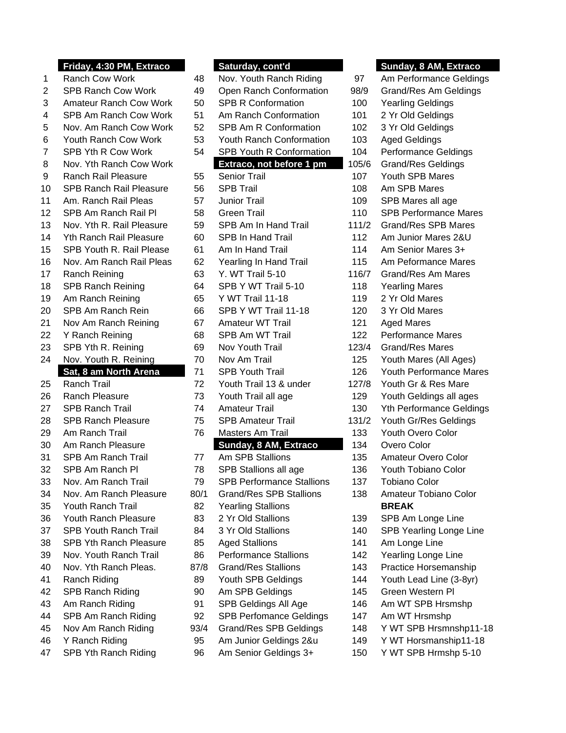**Friday, 4:30 PM, Extraco**

| # | Class |
|---|---|
| 1 | Ranch Cow Work |
| 2 | SPB Ranch Cow Work |
| 3 | Amateur Ranch Cow Work |
| 4 | SPB Am Ranch Cow Work |
| 5 | Nov. Am Ranch Cow Work |
| 6 | Youth Ranch Cow Work |
| 7 | SPB Yth R Cow Work |
| 8 | Nov. Yth Ranch Cow Work |
| 9 | Ranch Rail Pleasure |
| 10 | SPB Ranch Rail Pleasure |
| 11 | Am. Ranch Rail Pleas |
| 12 | SPB Am Ranch Rail Pl |
| 13 | Nov. Yth R. Rail Pleasure |
| 14 | Yth Ranch Rail Pleasure |
| 15 | SPB Youth R. Rail Please |
| 16 | Nov. Am Ranch Rail Pleas |
| 17 | Ranch Reining |
| 18 | SPB Ranch Reining |
| 19 | Am Ranch Reining |
| 20 | SPB Am Ranch Rein |
| 21 | Nov Am Ranch Reining |
| 22 | Y Ranch Reining |
| 23 | SPB Yth R. Reining |
| 24 | Nov. Youth R. Reining |

**Sat, 8 am North Arena**

| # | Class |
|---|---|
| 25 | Ranch Trail |
| 26 | Ranch Pleasure |
| 27 | SPB Ranch Trail |
| 28 | SPB Ranch Pleasure |
| 29 | Am Ranch Trail |
| 30 | Am Ranch Pleasure |
| 31 | SPB Am Ranch Trail |
| 32 | SPB Am Ranch Pl |
| 33 | Nov. Am Ranch Trail |
| 34 | Nov. Am Ranch Pleasure |
| 35 | Youth Ranch Trail |
| 36 | Youth Ranch Pleasure |
| 37 | SPB Youth Ranch Trail |
| 38 | SPB Yth Ranch Pleasure |
| 39 | Nov. Youth Ranch Trail |
| 40 | Nov. Yth Ranch Pleas. |
| 41 | Ranch Riding |
| 42 | SPB Ranch Riding |
| 43 | Am Ranch Riding |
| 44 | SPB Am Ranch Riding |
| 45 | Nov Am Ranch Riding |
| 46 | Y Ranch Riding |
| 47 | SPB Yth Ranch Riding |

**Saturday, cont'd**

| # | Class |
|---|---|
| 48 | Nov. Youth Ranch Riding |
| 49 | Open Ranch Conformation |
| 50 | SPB R Conformation |
| 51 | Am Ranch Conformation |
| 52 | SPB Am R Conformation |
| 53 | Youth Ranch Conformation |
| 54 | SPB Youth R Conformation |

**Extraco, not before 1 pm**

| # | Class |
|---|---|
| 55 | Senior Trail |
| 56 | SPB Trail |
| 57 | Junior Trail |
| 58 | Green Trail |
| 59 | SPB Am In Hand Trail |
| 60 | SPB In Hand Trail |
| 61 | Am In Hand Trail |
| 62 | Yearling In Hand Trail |
| 63 | Y. WT Trail 5-10 |
| 64 | SPB Y WT Trail 5-10 |
| 65 | Y WT Trail 11-18 |
| 66 | SPB Y WT Trail 11-18 |
| 67 | Amateur WT Trail |
| 68 | SPB Am WT Trail |
| 69 | Nov Youth Trail |
| 70 | Nov Am Trail |
| 71 | SPB Youth Trail |
| 72 | Youth Trail 13 & under |
| 73 | Youth Trail all age |
| 74 | Amateur Trail |
| 75 | SPB Amateur Trail |
| 76 | Masters Am Trail |

**Sunday, 8 AM, Extraco**

| # | Class |
|---|---|
| 77 | Am SPB Stallions |
| 78 | SPB Stallions all age |
| 79 | SPB Performance Stallions |
| 80/1 | Grand/Res SPB Stallions |
| 82 | Yearling Stallions |
| 83 | 2 Yr Old Stallions |
| 84 | 3 Yr Old Stallions |
| 85 | Aged Stallions |
| 86 | Performance Stallions |
| 87/8 | Grand/Res Stallions |
| 89 | Youth SPB Geldings |
| 90 | Am SPB Geldings |
| 91 | SPB Geldings All Age |
| 92 | SPB Perfomance Geldings |
| 93/4 | Grand/Res SPB Geldings |
| 95 | Am Junior Geldings 2&u |
| 96 | Am Senior Geldings 3+ |

**Sunday, 8 AM, Extraco**

| # | Class |
|---|---|
| 97 | Am Performance Geldings |
| 98/9 | Grand/Res Am Geldings |
| 100 | Yearling Geldings |
| 101 | 2 Yr Old Geldings |
| 102 | 3 Yr Old Geldings |
| 103 | Aged Geldings |
| 104 | Performance Geldings |
| 105/6 | Grand/Res Geldings |
| 107 | Youth SPB Mares |
| 108 | Am SPB Mares |
| 109 | SPB Mares all age |
| 110 | SPB Performance Mares |
| 111/2 | Grand/Res SPB Mares |
| 112 | Am Junior Mares 2&U |
| 114 | Am Senior Mares 3+ |
| 115 | Am Peformance Mares |
| 116/7 | Grand/Res Am Mares |
| 118 | Yearling Mares |
| 119 | 2 Yr Old Mares |
| 120 | 3 Yr Old Mares |
| 121 | Aged Mares |
| 122 | Performance Mares |
| 123/4 | Grand/Res Mares |
| 125 | Youth Mares (All Ages) |
| 126 | Youth Performance Mares |
| 127/8 | Youth Gr & Res Mare |
| 129 | Youth Geldings all ages |
| 130 | Yth Performance Geldings |
| 131/2 | Youth Gr/Res Geldings |
| 133 | Youth Overo Color |
| 134 | Overo Color |
| 135 | Amateur Overo Color |
| 136 | Youth Tobiano Color |
| 137 | Tobiano Color |
| 138 | Amateur Tobiano Color |
| | **BREAK** |
| 139 | SPB Am Longe Line |
| 140 | SPB Yearling Longe Line |
| 141 | Am Longe Line |
| 142 | Yearling Longe Line |
| 143 | Practice Horsemanship |
| 144 | Youth Lead Line (3-8yr) |
| 145 | Green Western Pl |
| 146 | Am WT SPB Hrsmshp |
| 147 | Am WT Hrsmshp |
| 148 | Y WT SPB Hrsmnshp11-18 |
| 149 | Y WT Horsmanship11-18 |
| 150 | Y WT SPB Hrmshp 5-10 |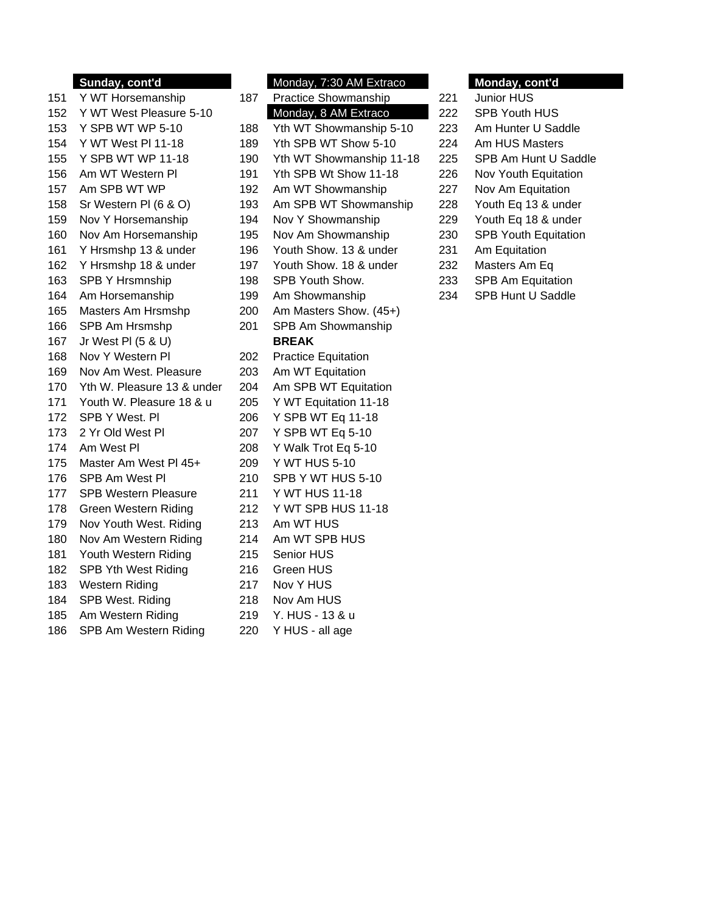**Sunday, cont'd**

151 Y WT Horsemanship
152 Y WT West Pleasure 5-10
153 Y SPB WT WP 5-10
154 Y WT West Pl 11-18
155 Y SPB WT WP 11-18
156 Am WT Western Pl
157 Am SPB WT WP
158 Sr Western Pl (6 & O)
159 Nov Y Horsemanship
160 Nov Am Horsemanship
161 Y Hrsmshp 13 & under
162 Y Hrsmshp 18 & under
163 SPB Y Hrsmnship
164 Am Horsemanship
165 Masters Am Hrsmshp
166 SPB Am Hrsmshp
167 Jr West Pl (5 & U)
168 Nov Y Western Pl
169 Nov Am West. Pleasure
170 Yth W. Pleasure 13 & under
171 Youth W. Pleasure 18 & u
172 SPB Y West. Pl
173 2 Yr Old West Pl
174 Am West Pl
175 Master Am West Pl 45+
176 SPB Am West Pl
177 SPB Western Pleasure
178 Green Western Riding
179 Nov Youth West. Riding
180 Nov Am Western Riding
181 Youth Western Riding
182 SPB Yth West Riding
183 Western Riding
184 SPB West. Riding
185 Am Western Riding
186 SPB Am Western Riding

**Monday, 7:30 AM Extraco**

187 Practice Showmanship

**Monday, 8 AM Extraco**

188 Yth WT Showmanship 5-10
189 Yth SPB WT Show 5-10
190 Yth WT Showmanship 11-18
191 Yth SPB Wt Show 11-18
192 Am WT Showmanship
193 Am SPB WT Showmanship
194 Nov Y Showmanship
195 Nov Am Showmanship
196 Youth Show. 13 & under
197 Youth Show. 18 & under
198 SPB Youth Show.
199 Am Showmanship
200 Am Masters Show. (45+)
201 SPB Am Showmanship

**BREAK**

202 Practice Equitation
203 Am WT Equitation
204 Am SPB WT Equitation
205 Y WT Equitation 11-18
206 Y SPB WT Eq 11-18
207 Y SPB WT Eq 5-10
208 Y Walk Trot Eq 5-10
209 Y WT HUS 5-10
210 SPB Y WT HUS 5-10
211 Y WT HUS 11-18
212 Y WT SPB HUS 11-18
213 Am WT HUS
214 Am WT SPB HUS
215 Senior HUS
216 Green HUS
217 Nov Y HUS
218 Nov Am HUS
219 Y. HUS - 13 & u
220 Y HUS - all age

**Monday, cont'd**

221 Junior HUS
222 SPB Youth HUS
223 Am Hunter U Saddle
224 Am HUS Masters
225 SPB Am Hunt U Saddle
226 Nov Youth Equitation
227 Nov Am Equitation
228 Youth Eq 13 & under
229 Youth Eq 18 & under
230 SPB Youth Equitation
231 Am Equitation
232 Masters Am Eq
233 SPB Am Equitation
234 SPB Hunt U Saddle